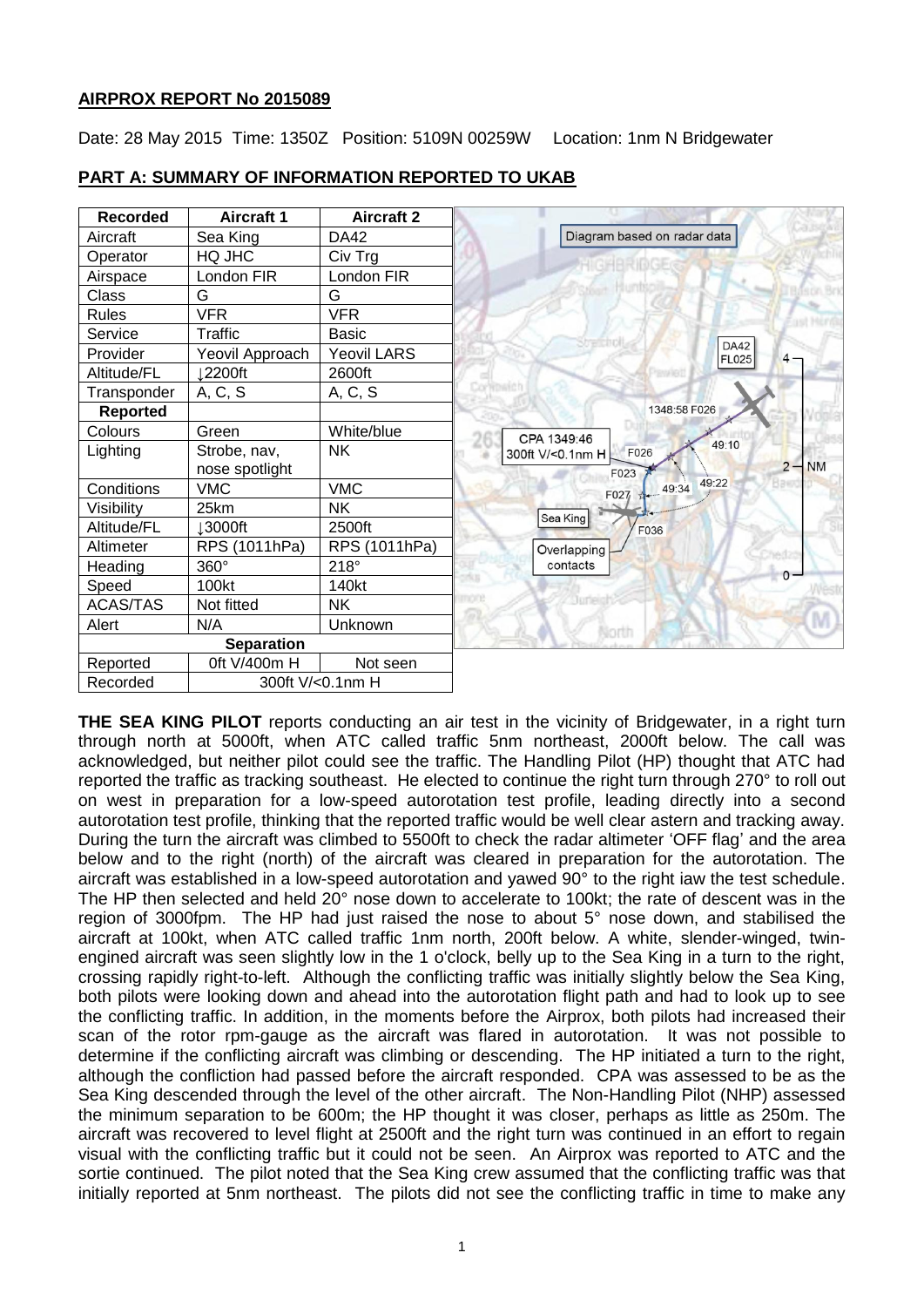**AIRPROX REPORT No 2015089**

Date: 28 May 2015 Time: 1350Z Position: 5109N 00259W Location: 1nm N Bridgewater

**PART A: SUMMARY OF INFORMATION REPORTED TO UKAB**

| Recorded | Aircraft 1 | Aircraft 2 |
|---|---|---|
| Aircraft | Sea King | DA42 |
| Operator | HQ JHC | Civ Trg |
| Airspace | London FIR | London FIR |
| Class | G | G |
| Rules | VFR | VFR |
| Service | Traffic | Basic |
| Provider | Yeovil Approach | Yeovil LARS |
| Altitude/FL | ↓2200ft | 2600ft |
| Transponder | A, C, S | A, C, S |
| **Reported** | | |
| Colours | Green | White/blue |
| Lighting | Strobe, nav, nose spotlight | NK |
| Conditions | VMC | VMC |
| Visibility | 25km | NK |
| Altitude/FL | ↓3000ft | 2500ft |
| Altimeter | RPS (1011hPa) | RPS (1011hPa) |
| Heading | 360° | 218° |
| Speed | 100kt | 140kt |
| ACAS/TAS | Not fitted | NK |
| Alert | N/A | Unknown |
| **Separation** | | |
| Reported | 0ft V/400m H | Not seen |
| Recorded | 300ft V/<0.1nm H | |

Diagram based on radar data

**THE SEA KING PILOT** reports conducting an air test in the vicinity of Bridgewater, in a right turn through north at 5000ft, when ATC called traffic 5nm northeast, 2000ft below. The call was acknowledged, but neither pilot could see the traffic. The Handling Pilot (HP) thought that ATC had reported the traffic as tracking southeast. He elected to continue the right turn through 270° to roll out on west in preparation for a low-speed autorotation test profile, leading directly into a second autorotation test profile, thinking that the reported traffic would be well clear astern and tracking away. During the turn the aircraft was climbed to 5500ft to check the radar altimeter 'OFF flag' and the area below and to the right (north) of the aircraft was cleared in preparation for the autorotation. The aircraft was established in a low-speed autorotation and yawed 90° to the right iaw the test schedule. The HP then selected and held 20° nose down to accelerate to 100kt; the rate of descent was in the region of 3000fpm. The HP had just raised the nose to about 5° nose down, and stabilised the aircraft at 100kt, when ATC called traffic 1nm north, 200ft below. A white, slender-winged, twin-engined aircraft was seen slightly low in the 1 o'clock, belly up to the Sea King in a turn to the right, crossing rapidly right-to-left. Although the conflicting traffic was initially slightly below the Sea King, both pilots were looking down and ahead into the autorotation flight path and had to look up to see the conflicting traffic. In addition, in the moments before the Airprox, both pilots had increased their scan of the rotor rpm-gauge as the aircraft was flared in autorotation. It was not possible to determine if the conflicting aircraft was climbing or descending. The HP initiated a turn to the right, although the confliction had passed before the aircraft responded. CPA was assessed to be as the Sea King descended through the level of the other aircraft. The Non-Handling Pilot (NHP) assessed the minimum separation to be 600m; the HP thought it was closer, perhaps as little as 250m. The aircraft was recovered to level flight at 2500ft and the right turn was continued in an effort to regain visual with the conflicting traffic but it could not be seen. An Airprox was reported to ATC and the sortie continued. The pilot noted that the Sea King crew assumed that the conflicting traffic was that initially reported at 5nm northeast. The pilots did not see the conflicting traffic in time to make any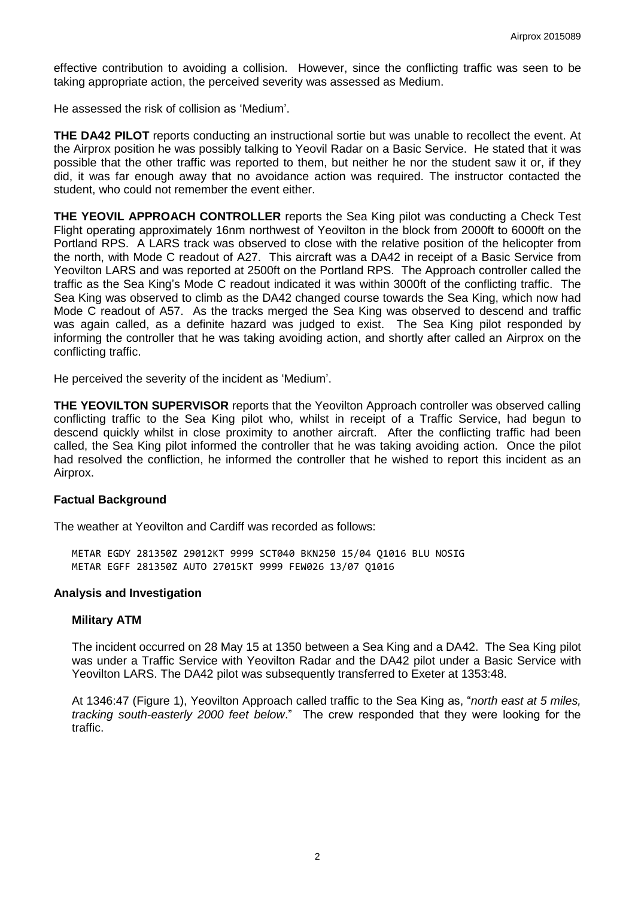effective contribution to avoiding a collision. However, since the conflicting traffic was seen to be taking appropriate action, the perceived severity was assessed as Medium.

He assessed the risk of collision as 'Medium'.

**THE DA42 PILOT** reports conducting an instructional sortie but was unable to recollect the event. At the Airprox position he was possibly talking to Yeovil Radar on a Basic Service. He stated that it was possible that the other traffic was reported to them, but neither he nor the student saw it or, if they did, it was far enough away that no avoidance action was required. The instructor contacted the student, who could not remember the event either.

**THE YEOVIL APPROACH CONTROLLER** reports the Sea King pilot was conducting a Check Test Flight operating approximately 16nm northwest of Yeovilton in the block from 2000ft to 6000ft on the Portland RPS. A LARS track was observed to close with the relative position of the helicopter from the north, with Mode C readout of A27. This aircraft was a DA42 in receipt of a Basic Service from Yeovilton LARS and was reported at 2500ft on the Portland RPS. The Approach controller called the traffic as the Sea King's Mode C readout indicated it was within 3000ft of the conflicting traffic. The Sea King was observed to climb as the DA42 changed course towards the Sea King, which now had Mode C readout of A57. As the tracks merged the Sea King was observed to descend and traffic was again called, as a definite hazard was judged to exist. The Sea King pilot responded by informing the controller that he was taking avoiding action, and shortly after called an Airprox on the conflicting traffic.

He perceived the severity of the incident as 'Medium'.

**THE YEOVILTON SUPERVISOR** reports that the Yeovilton Approach controller was observed calling conflicting traffic to the Sea King pilot who, whilst in receipt of a Traffic Service, had begun to descend quickly whilst in close proximity to another aircraft. After the conflicting traffic had been called, the Sea King pilot informed the controller that he was taking avoiding action. Once the pilot had resolved the confliction, he informed the controller that he wished to report this incident as an Airprox.

## Factual Background

The weather at Yeovilton and Cardiff was recorded as follows:

```
METAR EGDY 281350Z 29012KT 9999 SCT040 BKN250 15/04 Q1016 BLU NOSIG
METAR EGFF 281350Z AUTO 27015KT 9999 FEW026 13/07 Q1016
```

## Analysis and Investigation

### Military ATM

The incident occurred on 28 May 15 at 1350 between a Sea King and a DA42. The Sea King pilot was under a Traffic Service with Yeovilton Radar and the DA42 pilot under a Basic Service with Yeovilton LARS. The DA42 pilot was subsequently transferred to Exeter at 1353:48.

At 1346:47 (Figure 1), Yeovilton Approach called traffic to the Sea King as, "*north east at 5 miles, tracking south-easterly 2000 feet below*." The crew responded that they were looking for the traffic.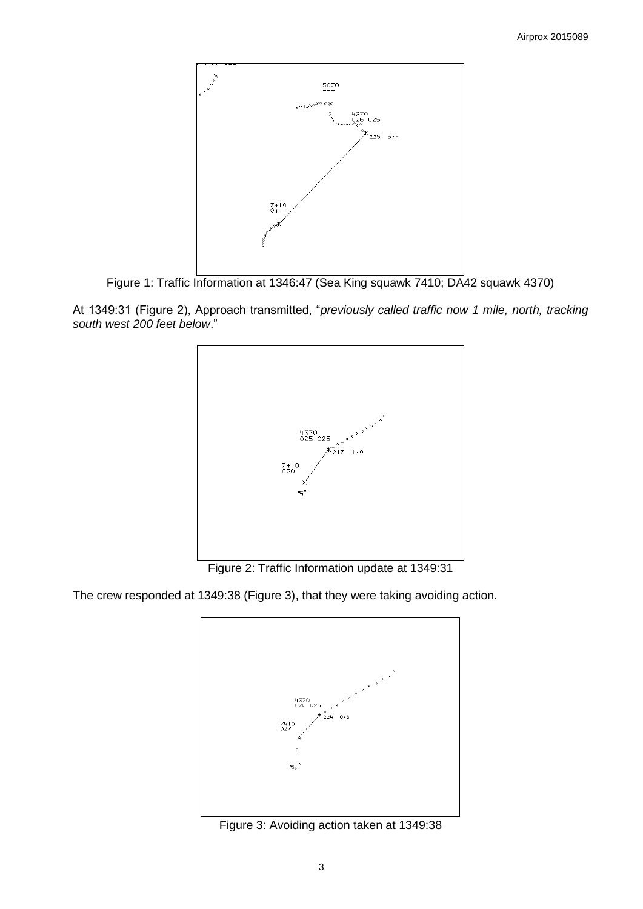Figure 1: Traffic Information at 1346:47 (Sea King squawk 7410; DA42 squawk 4370)

At 1349:31 (Figure 2), Approach transmitted, "*previously called traffic now 1 mile, north, tracking south west 200 feet below*."

Figure 2: Traffic Information update at 1349:31

The crew responded at 1349:38 (Figure 3), that they were taking avoiding action.

Figure 3: Avoiding action taken at 1349:38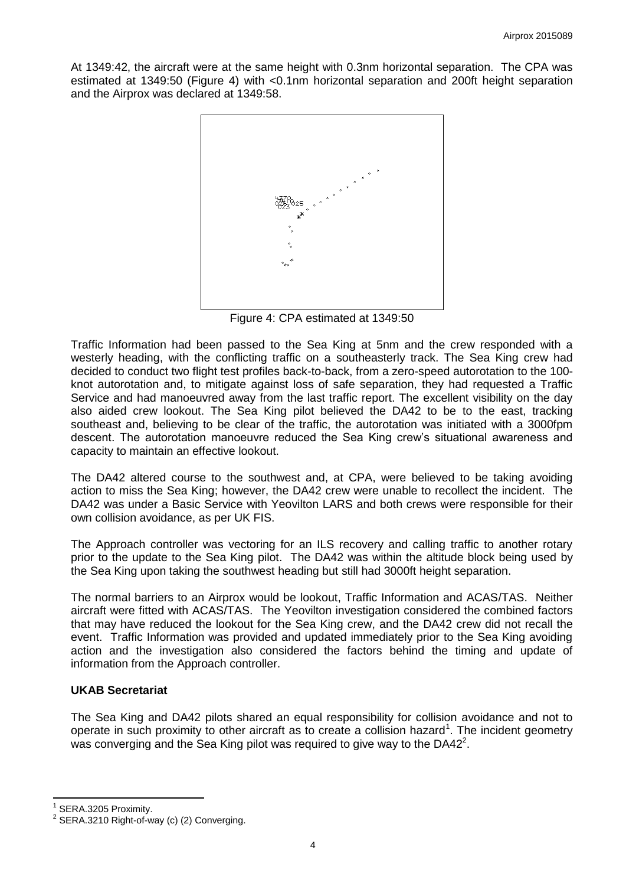At 1349:42, the aircraft were at the same height with 0.3nm horizontal separation. The CPA was estimated at 1349:50 (Figure 4) with <0.1nm horizontal separation and 200ft height separation and the Airprox was declared at 1349:58.

Figure 4: CPA estimated at 1349:50

Traffic Information had been passed to the Sea King at 5nm and the crew responded with a westerly heading, with the conflicting traffic on a southeasterly track. The Sea King crew had decided to conduct two flight test profiles back-to-back, from a zero-speed autorotation to the 100-knot autorotation and, to mitigate against loss of safe separation, they had requested a Traffic Service and had manoeuvred away from the last traffic report. The excellent visibility on the day also aided crew lookout. The Sea King pilot believed the DA42 to be to the east, tracking southeast and, believing to be clear of the traffic, the autorotation was initiated with a 3000fpm descent. The autorotation manoeuvre reduced the Sea King crew's situational awareness and capacity to maintain an effective lookout.

The DA42 altered course to the southwest and, at CPA, were believed to be taking avoiding action to miss the Sea King; however, the DA42 crew were unable to recollect the incident. The DA42 was under a Basic Service with Yeovilton LARS and both crews were responsible for their own collision avoidance, as per UK FIS.

The Approach controller was vectoring for an ILS recovery and calling traffic to another rotary prior to the update to the Sea King pilot. The DA42 was within the altitude block being used by the Sea King upon taking the southwest heading but still had 3000ft height separation.

The normal barriers to an Airprox would be lookout, Traffic Information and ACAS/TAS. Neither aircraft were fitted with ACAS/TAS. The Yeovilton investigation considered the combined factors that may have reduced the lookout for the Sea King crew, and the DA42 crew did not recall the event. Traffic Information was provided and updated immediately prior to the Sea King avoiding action and the investigation also considered the factors behind the timing and update of information from the Approach controller.

### UKAB Secretariat

The Sea King and DA42 pilots shared an equal responsibility for collision avoidance and not to operate in such proximity to other aircraft as to create a collision hazard[1]. The incident geometry was converging and the Sea King pilot was required to give way to the DA42[2].

[1] SERA.3205 Proximity.

[2] SERA.3210 Right-of-way (c) (2) Converging.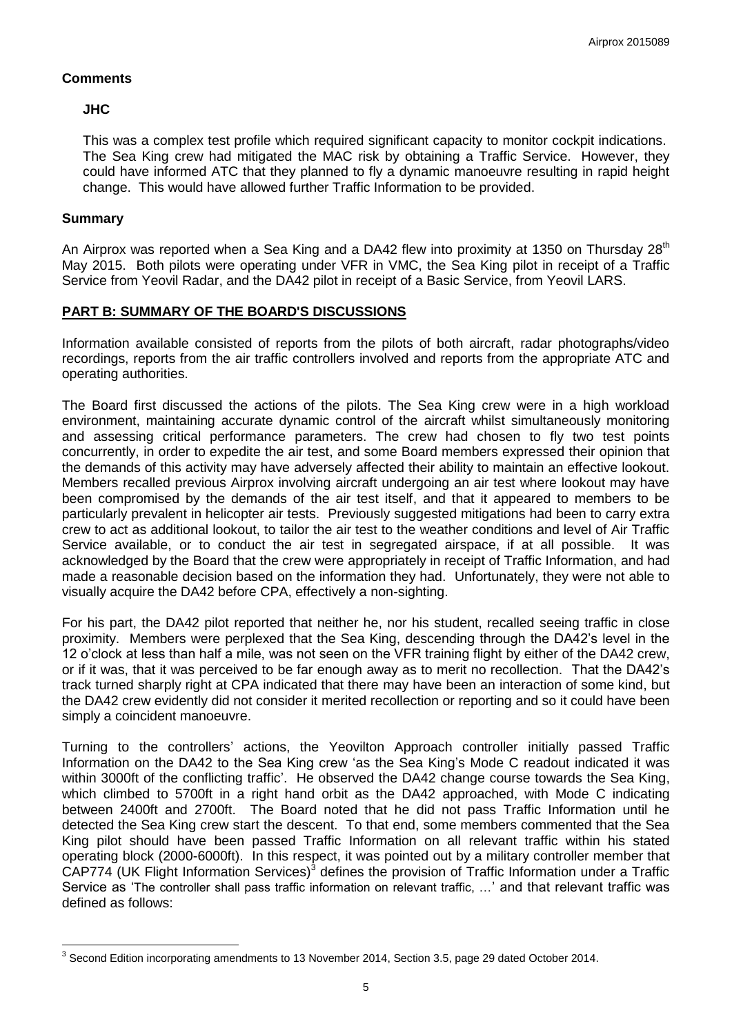## Comments

### JHC

This was a complex test profile which required significant capacity to monitor cockpit indications. The Sea King crew had mitigated the MAC risk by obtaining a Traffic Service. However, they could have informed ATC that they planned to fly a dynamic manoeuvre resulting in rapid height change. This would have allowed further Traffic Information to be provided.

## Summary

An Airprox was reported when a Sea King and a DA42 flew into proximity at 1350 on Thursday 28th May 2015. Both pilots were operating under VFR in VMC, the Sea King pilot in receipt of a Traffic Service from Yeovil Radar, and the DA42 pilot in receipt of a Basic Service, from Yeovil LARS.

## PART B: SUMMARY OF THE BOARD'S DISCUSSIONS

Information available consisted of reports from the pilots of both aircraft, radar photographs/video recordings, reports from the air traffic controllers involved and reports from the appropriate ATC and operating authorities.

The Board first discussed the actions of the pilots. The Sea King crew were in a high workload environment, maintaining accurate dynamic control of the aircraft whilst simultaneously monitoring and assessing critical performance parameters. The crew had chosen to fly two test points concurrently, in order to expedite the air test, and some Board members expressed their opinion that the demands of this activity may have adversely affected their ability to maintain an effective lookout. Members recalled previous Airprox involving aircraft undergoing an air test where lookout may have been compromised by the demands of the air test itself, and that it appeared to members to be particularly prevalent in helicopter air tests. Previously suggested mitigations had been to carry extra crew to act as additional lookout, to tailor the air test to the weather conditions and level of Air Traffic Service available, or to conduct the air test in segregated airspace, if at all possible. It was acknowledged by the Board that the crew were appropriately in receipt of Traffic Information, and had made a reasonable decision based on the information they had. Unfortunately, they were not able to visually acquire the DA42 before CPA, effectively a non-sighting.

For his part, the DA42 pilot reported that neither he, nor his student, recalled seeing traffic in close proximity. Members were perplexed that the Sea King, descending through the DA42's level in the 12 o'clock at less than half a mile, was not seen on the VFR training flight by either of the DA42 crew, or if it was, that it was perceived to be far enough away as to merit no recollection. That the DA42's track turned sharply right at CPA indicated that there may have been an interaction of some kind, but the DA42 crew evidently did not consider it merited recollection or reporting and so it could have been simply a coincident manoeuvre.

Turning to the controllers' actions, the Yeovilton Approach controller initially passed Traffic Information on the DA42 to the Sea King crew 'as the Sea King's Mode C readout indicated it was within 3000ft of the conflicting traffic'. He observed the DA42 change course towards the Sea King, which climbed to 5700ft in a right hand orbit as the DA42 approached, with Mode C indicating between 2400ft and 2700ft. The Board noted that he did not pass Traffic Information until he detected the Sea King crew start the descent. To that end, some members commented that the Sea King pilot should have been passed Traffic Information on all relevant traffic within his stated operating block (2000-6000ft). In this respect, it was pointed out by a military controller member that CAP774 (UK Flight Information Services)[3] defines the provision of Traffic Information under a Traffic Service as 'The controller shall pass traffic information on relevant traffic, …' and that relevant traffic was defined as follows:

[3] Second Edition incorporating amendments to 13 November 2014, Section 3.5, page 29 dated October 2014.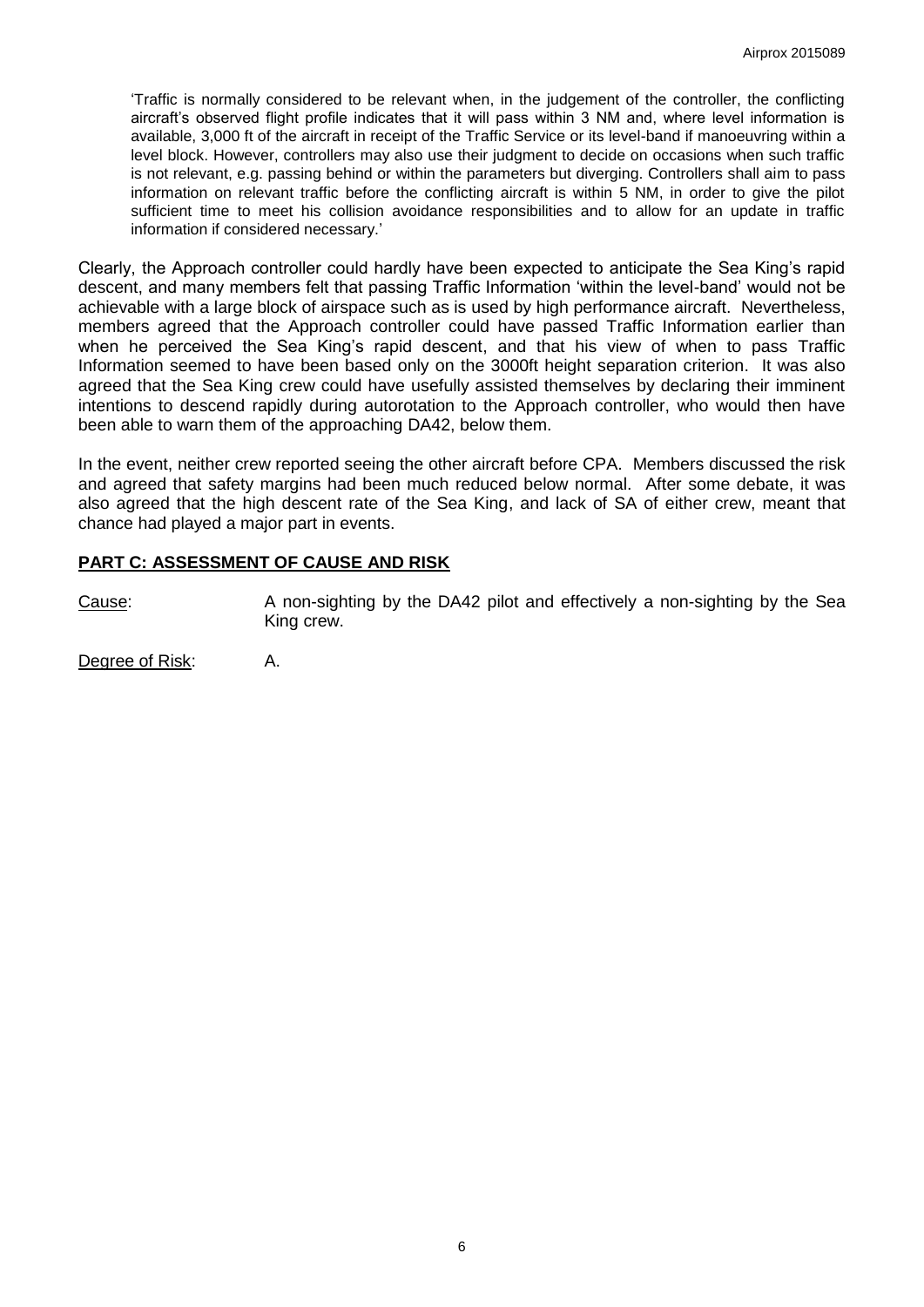'Traffic is normally considered to be relevant when, in the judgement of the controller, the conflicting aircraft's observed flight profile indicates that it will pass within 3 NM and, where level information is available, 3,000 ft of the aircraft in receipt of the Traffic Service or its level-band if manoeuvring within a level block. However, controllers may also use their judgment to decide on occasions when such traffic is not relevant, e.g. passing behind or within the parameters but diverging. Controllers shall aim to pass information on relevant traffic before the conflicting aircraft is within 5 NM, in order to give the pilot sufficient time to meet his collision avoidance responsibilities and to allow for an update in traffic information if considered necessary.'

Clearly, the Approach controller could hardly have been expected to anticipate the Sea King's rapid descent, and many members felt that passing Traffic Information 'within the level-band' would not be achievable with a large block of airspace such as is used by high performance aircraft. Nevertheless, members agreed that the Approach controller could have passed Traffic Information earlier than when he perceived the Sea King's rapid descent, and that his view of when to pass Traffic Information seemed to have been based only on the 3000ft height separation criterion. It was also agreed that the Sea King crew could have usefully assisted themselves by declaring their imminent intentions to descend rapidly during autorotation to the Approach controller, who would then have been able to warn them of the approaching DA42, below them.

In the event, neither crew reported seeing the other aircraft before CPA. Members discussed the risk and agreed that safety margins had been much reduced below normal. After some debate, it was also agreed that the high descent rate of the Sea King, and lack of SA of either crew, meant that chance had played a major part in events.

## PART C: ASSESSMENT OF CAUSE AND RISK

Cause: A non-sighting by the DA42 pilot and effectively a non-sighting by the Sea King crew.

Degree of Risk: A.